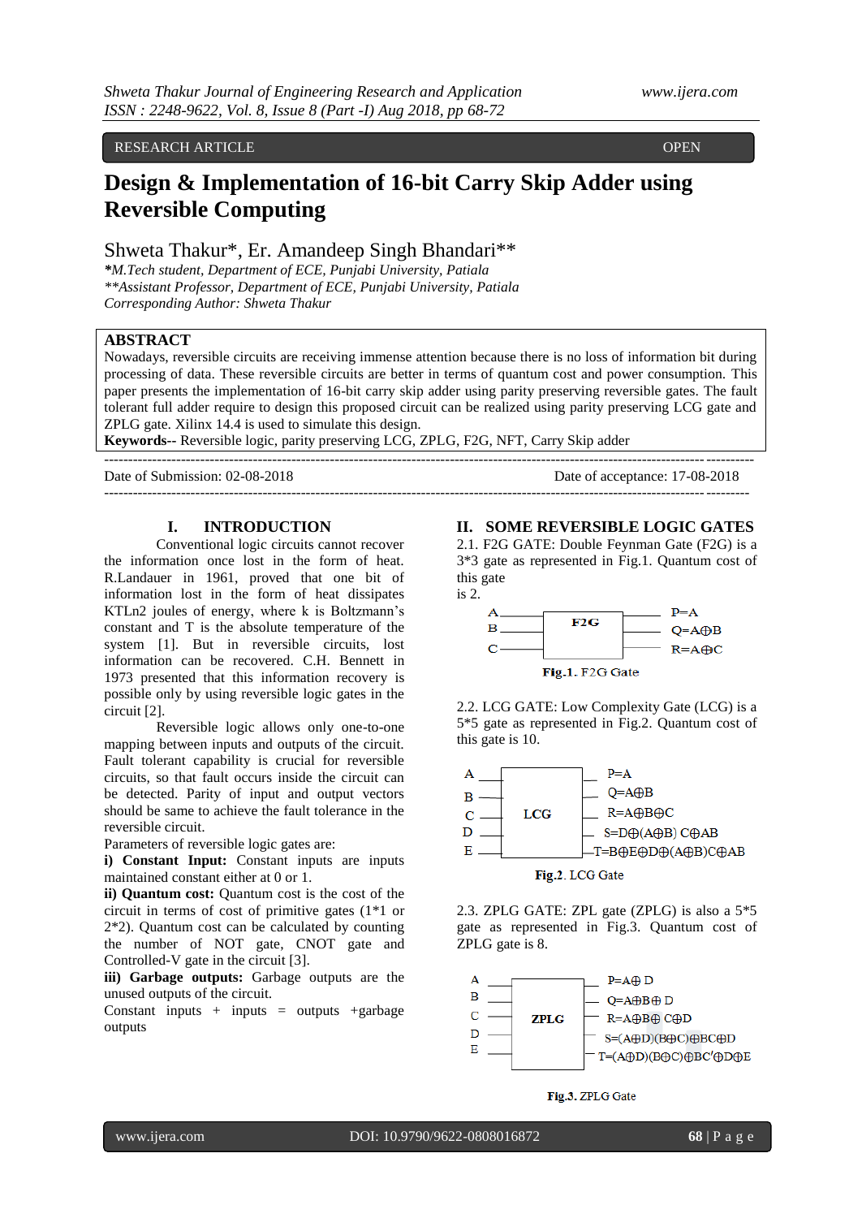RESEARCH ARTICLE OPEN

# Design & Implementation of 16-bit Carry Skip Adder using Reversible Computing

Shweta Thakur*, Er. Amandeep Singh Bhandari**

***M.Tech student, Department of ECE, Punjabi University, Patiala*
*\*\*Assistant Professor, Department of ECE, Punjabi University, Patiala*
*Corresponding Author: Shweta Thakur*

## ABSTRACT

Nowadays, reversible circuits are receiving immense attention because there is no loss of information bit during processing of data. These reversible circuits are better in terms of quantum cost and power consumption. This paper presents the implementation of 16-bit carry skip adder using parity preserving reversible gates. The fault tolerant full adder require to design this proposed circuit can be realized using parity preserving LCG gate and ZPLG gate. Xilinx 14.4 is used to simulate this design.

**Keywords--** Reversible logic, parity preserving LCG, ZPLG, F2G, NFT, Carry Skip adder

Date of Submission: 02-08-2018 Date of acceptance: 17-08-2018

## I. INTRODUCTION

Conventional logic circuits cannot recover the information once lost in the form of heat. R.Landauer in 1961, proved that one bit of information lost in the form of heat dissipates KTLn2 joules of energy, where k is Boltzmann's constant and T is the absolute temperature of the system [1]. But in reversible circuits, lost information can be recovered. C.H. Bennett in 1973 presented that this information recovery is possible only by using reversible logic gates in the circuit [2].

Reversible logic allows only one-to-one mapping between inputs and outputs of the circuit. Fault tolerant capability is crucial for reversible circuits, so that fault occurs inside the circuit can be detected. Parity of input and output vectors should be same to achieve the fault tolerance in the reversible circuit.

Parameters of reversible logic gates are:

**i) Constant Input:** Constant inputs are inputs maintained constant either at 0 or 1.

**ii) Quantum cost:** Quantum cost is the cost of the circuit in terms of cost of primitive gates (1*1 or 2*2). Quantum cost can be calculated by counting the number of NOT gate, CNOT gate and Controlled-V gate in the circuit [3].

**iii) Garbage outputs:** Garbage outputs are the unused outputs of the circuit.

Constant inputs + inputs = outputs +garbage outputs

## II. SOME REVERSIBLE LOGIC GATES

2.1. F2G GATE: Double Feynman Gate (F2G) is a 3*3 gate as represented in Fig.1. Quantum cost of this gate is 2.

F2G: inputs A, B, C; outputs $P=A$, $Q=A\oplus B$, $R=A\oplus C$

**Fig.1.** F2G Gate

2.2. LCG GATE: Low Complexity Gate (LCG) is a 5*5 gate as represented in Fig.2. Quantum cost of this gate is 10.

LCG: inputs A, B, C, D, E; outputs $P=A$, $Q=A\oplus B$, $R=A\oplus B\oplus C$, $S=D\oplus(A\oplus B)C\oplus AB$, $T=B\oplus E\oplus D\oplus(A\oplus B)C\oplus AB$

**Fig.2.** LCG Gate

2.3. ZPLG GATE: ZPL gate (ZPLG) is also a 5*5 gate as represented in Fig.3. Quantum cost of ZPLG gate is 8.

ZPLG: inputs A, B, C, D, E; outputs $P=A\oplus D$, $Q=A\oplus B\oplus D$, $R=A\oplus B\oplus C\oplus D$, $S=(A\oplus D)(B\oplus C)\oplus BC\oplus D$, $T=(A\oplus D)(B\oplus C)\oplus BC'\oplus D\oplus E$

**Fig.3.** ZPLG Gate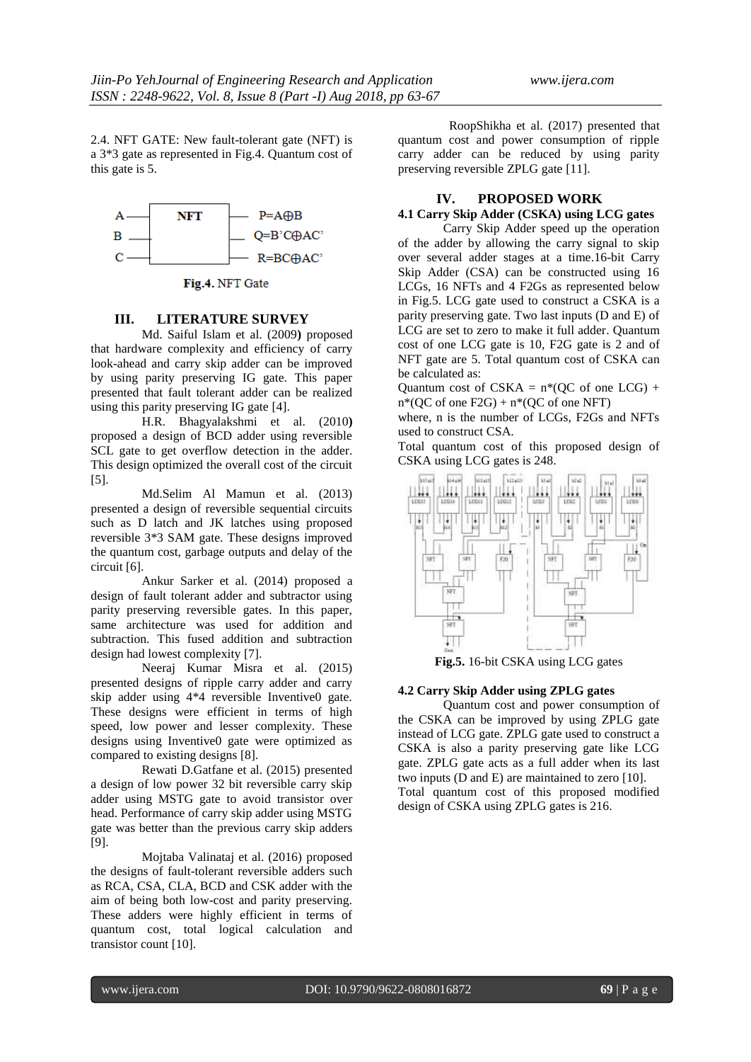2.4. NFT GATE: New fault-tolerant gate (NFT) is a 3*3 gate as represented in Fig.4. Quantum cost of this gate is 5.

**Fig.4.** NFT Gate

## III. LITERATURE SURVEY

Md. Saiful Islam et al. (2009**)** proposed that hardware complexity and efficiency of carry look-ahead and carry skip adder can be improved by using parity preserving IG gate. This paper presented that fault tolerant adder can be realized using this parity preserving IG gate [4].

H.R. Bhagyalakshmi et al. (2010**)** proposed a design of BCD adder using reversible SCL gate to get overflow detection in the adder. This design optimized the overall cost of the circuit [5].

Md.Selim Al Mamun et al. (2013) presented a design of reversible sequential circuits such as D latch and JK latches using proposed reversible 3*3 SAM gate. These designs improved the quantum cost, garbage outputs and delay of the circuit [6].

Ankur Sarker et al. (2014) proposed a design of fault tolerant adder and subtractor using parity preserving reversible gates. In this paper, same architecture was used for addition and subtraction. This fused addition and subtraction design had lowest complexity [7].

Neeraj Kumar Misra et al. (2015) presented designs of ripple carry adder and carry skip adder using 4*4 reversible Inventive0 gate. These designs were efficient in terms of high speed, low power and lesser complexity. These designs using Inventive0 gate were optimized as compared to existing designs [8].

Rewati D.Gatfane et al. (2015) presented a design of low power 32 bit reversible carry skip adder using MSTG gate to avoid transistor over head. Performance of carry skip adder using MSTG gate was better than the previous carry skip adders [9].

Mojtaba Valinataj et al. (2016) proposed the designs of fault-tolerant reversible adders such as RCA, CSA, CLA, BCD and CSK adder with the aim of being both low-cost and parity preserving. These adders were highly efficient in terms of quantum cost, total logical calculation and transistor count [10].

RoopShikha et al. (2017) presented that quantum cost and power consumption of ripple carry adder can be reduced by using parity preserving reversible ZPLG gate [11].

## IV. PROPOSED WORK

### 4.1 Carry Skip Adder (CSKA) using LCG gates

Carry Skip Adder speed up the operation of the adder by allowing the carry signal to skip over several adder stages at a time.16-bit Carry Skip Adder (CSA) can be constructed using 16 LCGs, 16 NFTs and 4 F2Gs as represented below in Fig.5. LCG gate used to construct a CSKA is a parity preserving gate. Two last inputs (D and E) of LCG are set to zero to make it full adder. Quantum cost of one LCG gate is 10, F2G gate is 2 and of NFT gate are 5. Total quantum cost of CSKA can be calculated as:

Quantum cost of CSKA = n*(QC of one LCG) + n*(QC of one F2G) + n*(QC of one NFT)

where, n is the number of LCGs, F2Gs and NFTs used to construct CSA.

Total quantum cost of this proposed design of CSKA using LCG gates is 248.

**Fig.5.** 16-bit CSKA using LCG gates

### 4.2 Carry Skip Adder using ZPLG gates

Quantum cost and power consumption of the CSKA can be improved by using ZPLG gate instead of LCG gate. ZPLG gate used to construct a CSKA is also a parity preserving gate like LCG gate. ZPLG gate acts as a full adder when its last two inputs (D and E) are maintained to zero [10].

Total quantum cost of this proposed modified design of CSKA using ZPLG gates is 216.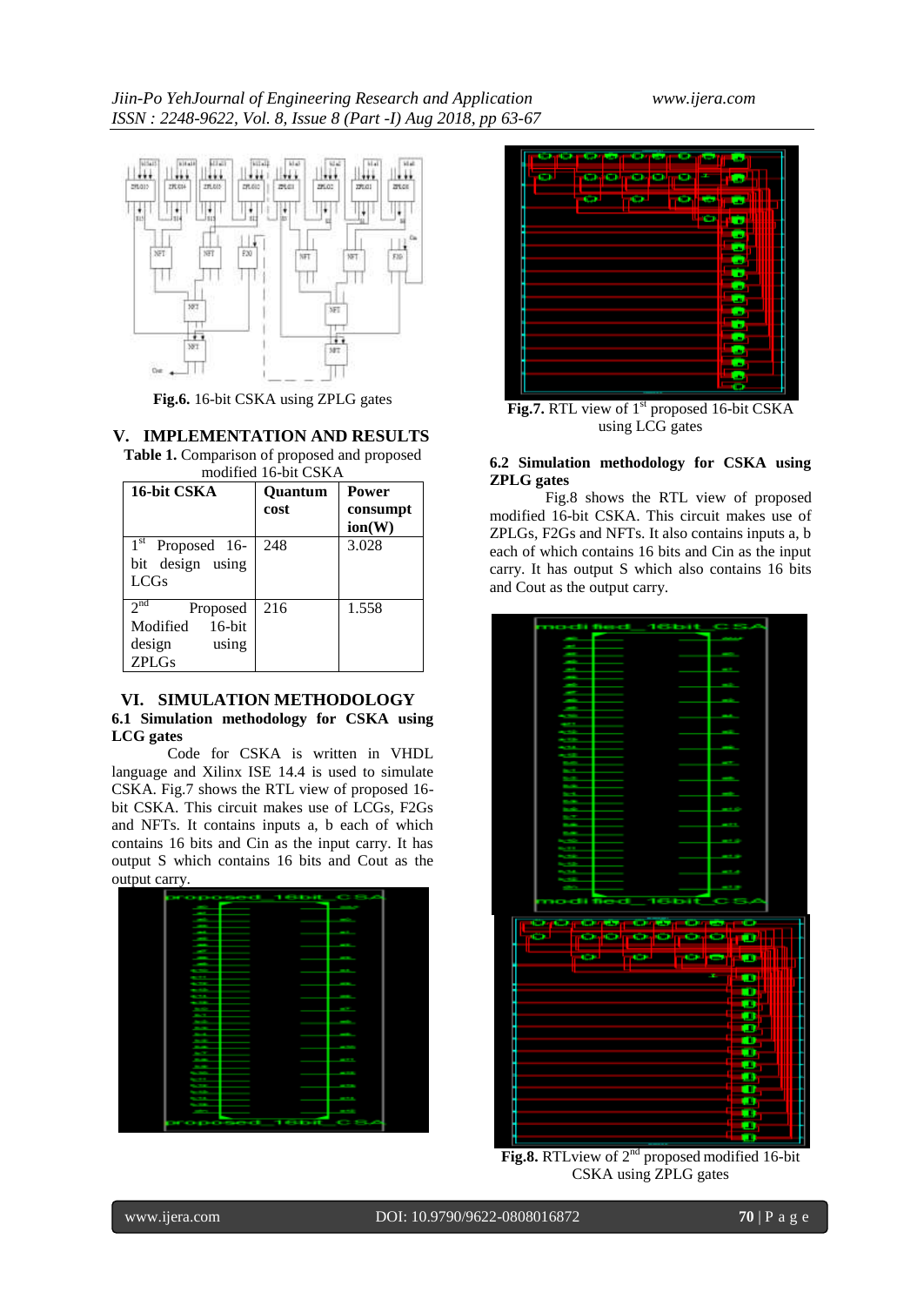Fig.6. 16-bit CSKA using ZPLG gates

## V. IMPLEMENTATION AND RESULTS

Table 1. Comparison of proposed and proposed modified 16-bit CSKA

| 16-bit CSKA | Quantum cost | Power consumption(W) |
|---|---|---|
| 1st Proposed 16-bit design using LCGs | 248 | 3.028 |
| 2nd Proposed Modified 16-bit design using ZPLGs | 216 | 1.558 |

## VI. SIMULATION METHODOLOGY

### 6.1 Simulation methodology for CSKA using LCG gates

Code for CSKA is written in VHDL language and Xilinx ISE 14.4 is used to simulate CSKA. Fig.7 shows the RTL view of proposed 16-bit CSKA. This circuit makes use of LCGs, F2Gs and NFTs. It contains inputs a, b each of which contains 16 bits and Cin as the input carry. It has output S which contains 16 bits and Cout as the output carry.

Fig.7. RTL view of 1st proposed 16-bit CSKA using LCG gates

### 6.2 Simulation methodology for CSKA using ZPLG gates

Fig.8 shows the RTL view of proposed modified 16-bit CSKA. This circuit makes use of ZPLGs, F2Gs and NFTs. It also contains inputs a, b each of which contains 16 bits and Cin as the input carry. It has output S which also contains 16 bits and Cout as the output carry.

Fig.8. RTLview of 2nd proposed modified 16-bit CSKA using ZPLG gates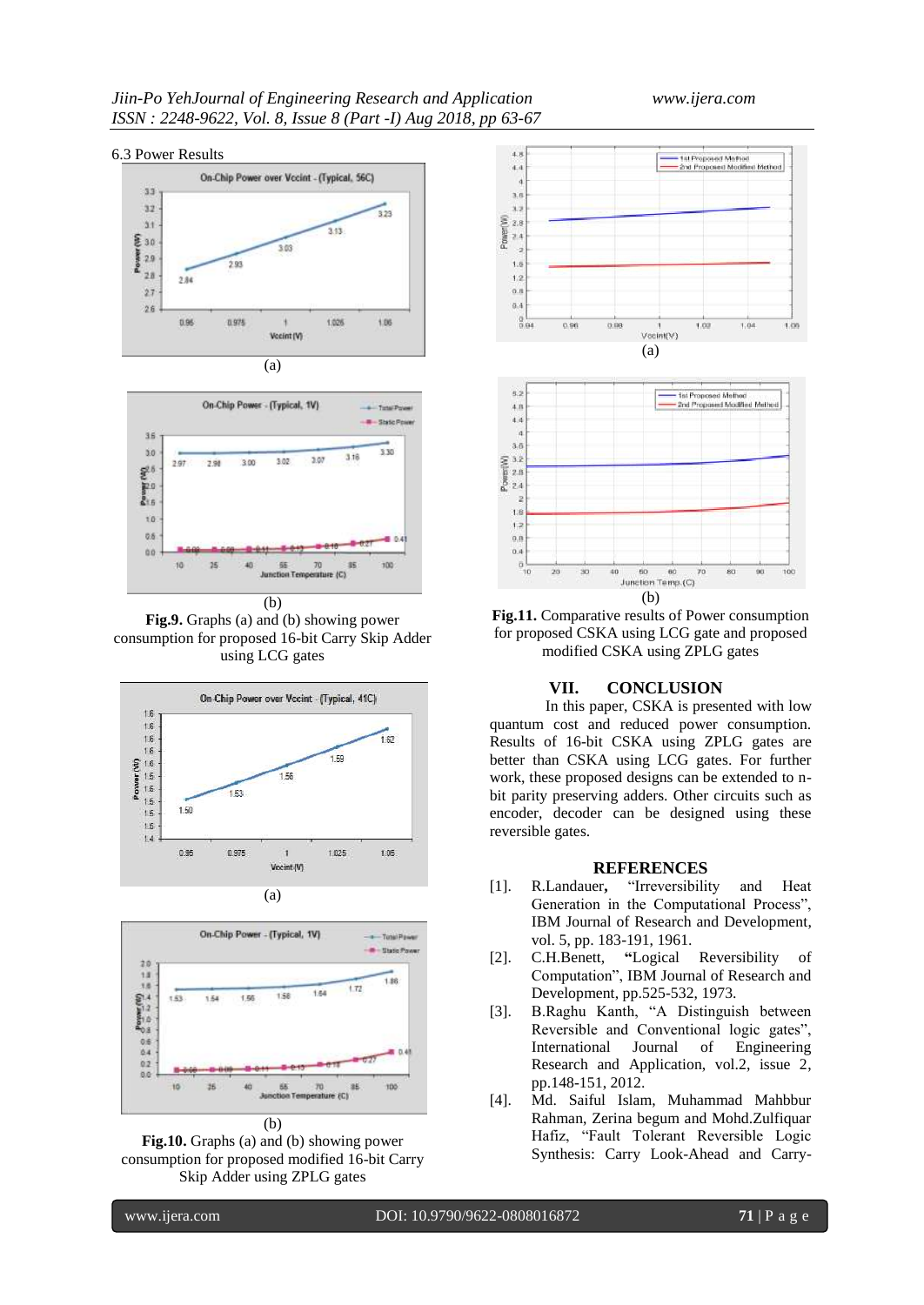6.3 Power Results

(a)

(b)

**Fig.9.** Graphs (a) and (b) showing power consumption for proposed 16-bit Carry Skip Adder using LCG gates

(a)

(b)

**Fig.10.** Graphs (a) and (b) showing power consumption for proposed modified 16-bit Carry Skip Adder using ZPLG gates

(a)

(b)

**Fig.11.** Comparative results of Power consumption for proposed CSKA using LCG gate and proposed modified CSKA using ZPLG gates

## VII. CONCLUSION

In this paper, CSKA is presented with low quantum cost and reduced power consumption. Results of 16-bit CSKA using ZPLG gates are better than CSKA using LCG gates. For further work, these proposed designs can be extended to n-bit parity preserving adders. Other circuits such as encoder, decoder can be designed using these reversible gates.

## REFERENCES

[1]. R.Landauer**,** "Irreversibility and Heat Generation in the Computational Process", IBM Journal of Research and Development, vol. 5, pp. 183-191, 1961.

[2]. C.H.Benett, **"**Logical Reversibility of Computation", IBM Journal of Research and Development, pp.525-532, 1973.

[3]. B.Raghu Kanth, "A Distinguish between Reversible and Conventional logic gates", International Journal of Engineering Research and Application, vol.2, issue 2, pp.148-151, 2012.

[4]. Md. Saiful Islam, Muhammad Mahbbur Rahman, Zerina begum and Mohd.Zulfiquar Hafiz, "Fault Tolerant Reversible Logic Synthesis: Carry Look-Ahead and Carry-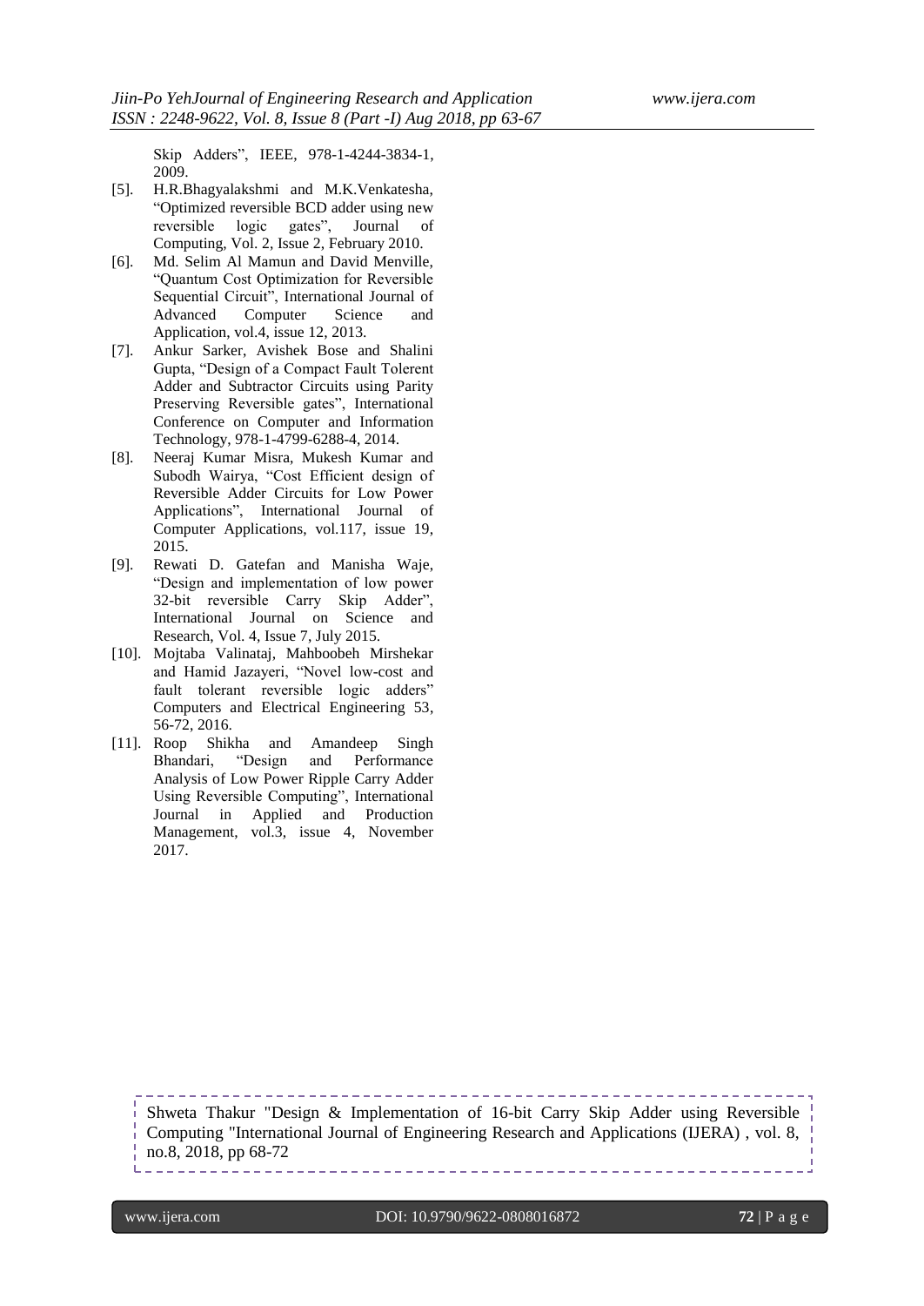Skip Adders", IEEE, 978-1-4244-3834-1, 2009.

[5]. H.R.Bhagyalakshmi and M.K.Venkatesha, "Optimized reversible BCD adder using new reversible logic gates", Journal of Computing, Vol. 2, Issue 2, February 2010.

[6]. Md. Selim Al Mamun and David Menville, "Quantum Cost Optimization for Reversible Sequential Circuit", International Journal of Advanced Computer Science and Application, vol.4, issue 12, 2013.

[7]. Ankur Sarker, Avishek Bose and Shalini Gupta, "Design of a Compact Fault Tolerent Adder and Subtractor Circuits using Parity Preserving Reversible gates", International Conference on Computer and Information Technology, 978-1-4799-6288-4, 2014.

[8]. Neeraj Kumar Misra, Mukesh Kumar and Subodh Wairya, "Cost Efficient design of Reversible Adder Circuits for Low Power Applications", International Journal of Computer Applications, vol.117, issue 19, 2015.

[9]. Rewati D. Gatefan and Manisha Waje, "Design and implementation of low power 32-bit reversible Carry Skip Adder", International Journal on Science and Research, Vol. 4, Issue 7, July 2015.

[10]. Mojtaba Valinataj, Mahboobeh Mirshekar and Hamid Jazayeri, "Novel low-cost and fault tolerant reversible logic adders" Computers and Electrical Engineering 53, 56-72, 2016.

[11]. Roop Shikha and Amandeep Singh Bhandari, "Design and Performance Analysis of Low Power Ripple Carry Adder Using Reversible Computing", International Journal in Applied and Production Management, vol.3, issue 4, November 2017.

Shweta Thakur "Design & Implementation of 16-bit Carry Skip Adder using Reversible Computing "International Journal of Engineering Research and Applications (IJERA) , vol. 8, no.8, 2018, pp 68-72